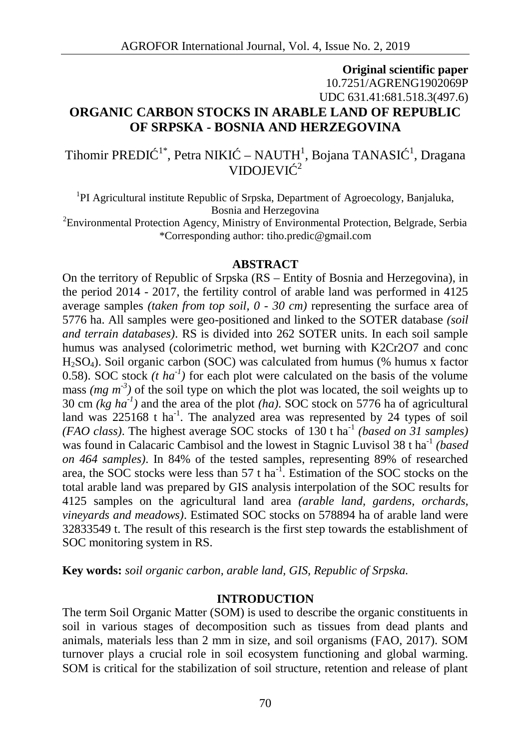**Original scientific paper**
10.7251/AGRENG1902069P
UDC 631.41:681.518.3(497.6)

# ORGANIC CARBON STOCKS IN ARABLE LAND OF REPUBLIC OF SRPSKA - BOSNIA AND HERZEGOVINA

Tihomir PREDIĆ[1*], Petra NIKIĆ – NAUTH[1], Bojana TANASIĆ[1], Dragana VIDOJEVIĆ[2]

[1]PI Agricultural institute Republic of Srpska, Department of Agroecology, Banjaluka, Bosnia and Herzegovina
[2]Environmental Protection Agency, Ministry of Environmental Protection, Belgrade, Serbia
*Corresponding author: tiho.predic@gmail.com

## ABSTRACT

On the territory of Republic of Srpska (RS – Entity of Bosnia and Herzegovina), in the period 2014 - 2017, the fertility control of arable land was performed in 4125 average samples *(taken from top soil, 0 - 30 cm)* representing the surface area of 5776 ha. All samples were geo-positioned and linked to the SOTER database *(soil and terrain databases)*. RS is divided into 262 SOTER units. In each soil sample humus was analysed (colorimetric method, wet burning with K2Cr2O7 and conc $H_2SO_4$). Soil organic carbon (SOC) was calculated from humus (% humus x factor 0.58). SOC stock *(t ha$^{-1}$)* for each plot were calculated on the basis of the volume mass *(mg m$^{-3}$)* of the soil type on which the plot was located, the soil weights up to 30 cm *(kg ha$^{-1}$)* and the area of the plot *(ha)*. SOC stock on 5776 ha of agricultural land was 225168 t ha$^{-1}$. The analyzed area was represented by 24 types of soil *(FAO class)*. The highest average SOC stocks of 130 t ha$^{-1}$ *(based on 31 samples)* was found in Calacaric Cambisol and the lowest in Stagnic Luvisol 38 t ha$^{-1}$ *(based on 464 samples)*. In 84% of the tested samples, representing 89% of researched area, the SOC stocks were less than 57 t ha$^{-1}$. Estimation of the SOC stocks on the total arable land was prepared by GIS analysis interpolation of the SOC results for 4125 samples on the agricultural land area *(arable land, gardens, orchards, vineyards and meadows)*. Estimated SOC stocks on 578894 ha of arable land were 32833549 t. The result of this research is the first step towards the establishment of SOC monitoring system in RS.

**Key words:** *soil organic carbon, arable land, GIS, Republic of Srpska.*

## INTRODUCTION

The term Soil Organic Matter (SOM) is used to describe the organic constituents in soil in various stages of decomposition such as tissues from dead plants and animals, materials less than 2 mm in size, and soil organisms (FAO, 2017). SOM turnover plays a crucial role in soil ecosystem functioning and global warming. SOM is critical for the stabilization of soil structure, retention and release of plant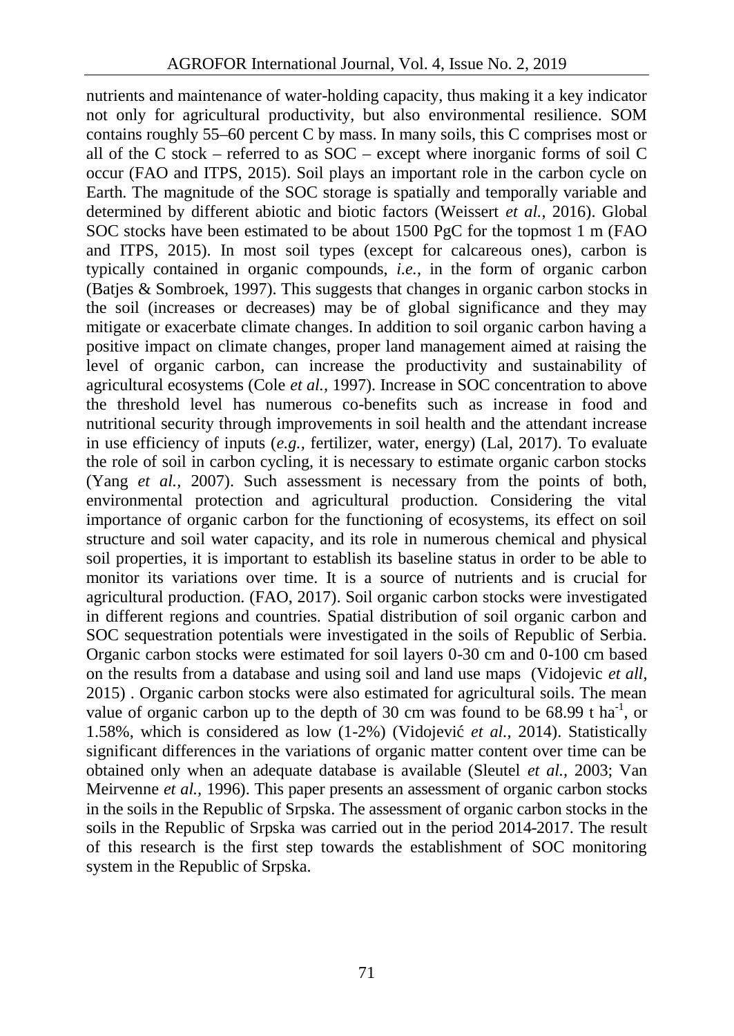nutrients and maintenance of water-holding capacity, thus making it a key indicator not only for agricultural productivity, but also environmental resilience. SOM contains roughly 55–60 percent C by mass. In many soils, this C comprises most or all of the C stock – referred to as SOC – except where inorganic forms of soil C occur (FAO and ITPS, 2015). Soil plays an important role in the carbon cycle on Earth. The magnitude of the SOC storage is spatially and temporally variable and determined by different abiotic and biotic factors (Weissert *et al.*, 2016). Global SOC stocks have been estimated to be about 1500 PgC for the topmost 1 m (FAO and ITPS, 2015). In most soil types (except for calcareous ones), carbon is typically contained in organic compounds, *i.e.*, in the form of organic carbon (Batjes & Sombroek, 1997). This suggests that changes in organic carbon stocks in the soil (increases or decreases) may be of global significance and they may mitigate or exacerbate climate changes. In addition to soil organic carbon having a positive impact on climate changes, proper land management aimed at raising the level of organic carbon, can increase the productivity and sustainability of agricultural ecosystems (Cole *et al.,* 1997). Increase in SOC concentration to above the threshold level has numerous co-benefits such as increase in food and nutritional security through improvements in soil health and the attendant increase in use efficiency of inputs (*e.g.,* fertilizer, water, energy) (Lal, 2017). To evaluate the role of soil in carbon cycling, it is necessary to estimate organic carbon stocks (Yang *et al.,* 2007). Such assessment is necessary from the points of both, environmental protection and agricultural production. Considering the vital importance of organic carbon for the functioning of ecosystems, its effect on soil structure and soil water capacity, and its role in numerous chemical and physical soil properties, it is important to establish its baseline status in order to be able to monitor its variations over time. It is a source of nutrients and is crucial for agricultural production. (FAO, 2017). Soil organic carbon stocks were investigated in different regions and countries. Spatial distribution of soil organic carbon and SOC sequestration potentials were investigated in the soils of Republic of Serbia. Organic carbon stocks were estimated for soil layers 0-30 cm and 0-100 cm based on the results from a database and using soil and land use maps (Vidojevic *et all*, 2015) . Organic carbon stocks were also estimated for agricultural soils. The mean value of organic carbon up to the depth of 30 cm was found to be 68.99 t $ha^{-1}$, or 1.58%, which is considered as low (1-2%) (Vidojević *et al.*, 2014). Statistically significant differences in the variations of organic matter content over time can be obtained only when an adequate database is available (Sleutel *et al.,* 2003; Van Meirvenne *et al.*, 1996). This paper presents an assessment of organic carbon stocks in the soils in the Republic of Srpska. The assessment of organic carbon stocks in the soils in the Republic of Srpska was carried out in the period 2014-2017. The result of this research is the first step towards the establishment of SOC monitoring system in the Republic of Srpska.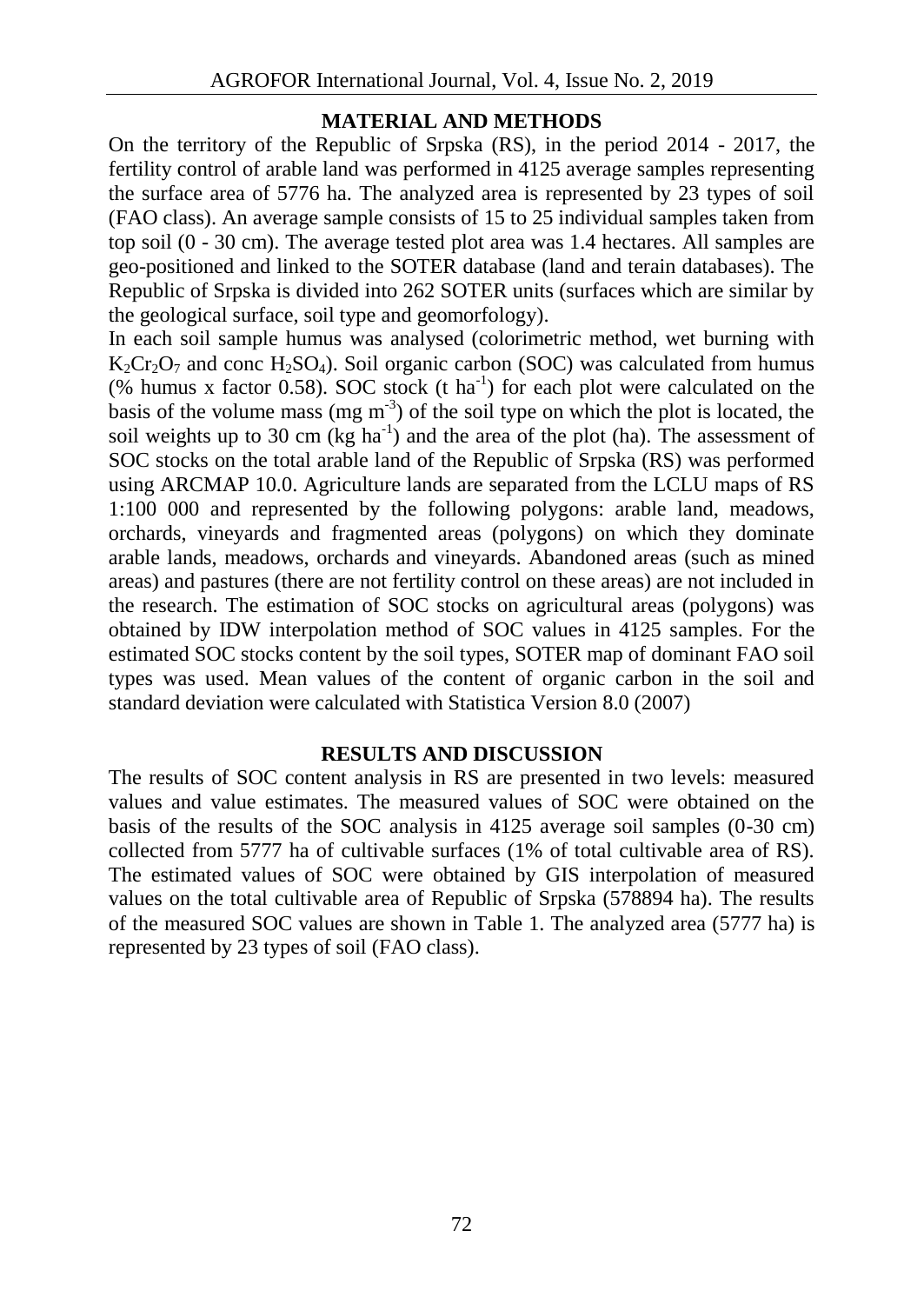## MATERIAL AND METHODS

On the territory of the Republic of Srpska (RS), in the period 2014 - 2017, the fertility control of arable land was performed in 4125 average samples representing the surface area of 5776 ha. The analyzed area is represented by 23 types of soil (FAO class). An average sample consists of 15 to 25 individual samples taken from top soil (0 - 30 cm). The average tested plot area was 1.4 hectares. All samples are geo-positioned and linked to the SOTER database (land and terain databases). The Republic of Srpska is divided into 262 SOTER units (surfaces which are similar by the geological surface, soil type and geomorfology).

In each soil sample humus was analysed (colorimetric method, wet burning with $K_2Cr_2O_7$ and conc $H_2SO_4$). Soil organic carbon (SOC) was calculated from humus (% humus x factor 0.58). SOC stock (t $ha^{-1}$) for each plot were calculated on the basis of the volume mass (mg $m^{-3}$) of the soil type on which the plot is located, the soil weights up to 30 cm (kg $ha^{-1}$) and the area of the plot (ha). The assessment of SOC stocks on the total arable land of the Republic of Srpska (RS) was performed using ARCMAP 10.0. Agriculture lands are separated from the LCLU maps of RS 1:100 000 and represented by the following polygons: arable land, meadows, orchards, vineyards and fragmented areas (polygons) on which they dominate arable lands, meadows, orchards and vineyards. Abandoned areas (such as mined areas) and pastures (there are not fertility control on these areas) are not included in the research. The estimation of SOC stocks on agricultural areas (polygons) was obtained by IDW interpolation method of SOC values in 4125 samples. For the estimated SOC stocks content by the soil types, SOTER map of dominant FAO soil types was used. Mean values of the content of organic carbon in the soil and standard deviation were calculated with Statistica Version 8.0 (2007)

## RESULTS AND DISCUSSION

The results of SOC content analysis in RS are presented in two levels: measured values and value estimates. The measured values of SOC were obtained on the basis of the results of the SOC analysis in 4125 average soil samples (0-30 cm) collected from 5777 ha of cultivable surfaces (1% of total cultivable area of RS). The estimated values of SOC were obtained by GIS interpolation of measured values on the total cultivable area of Republic of Srpska (578894 ha). The results of the measured SOC values are shown in Table 1. The analyzed area (5777 ha) is represented by 23 types of soil (FAO class).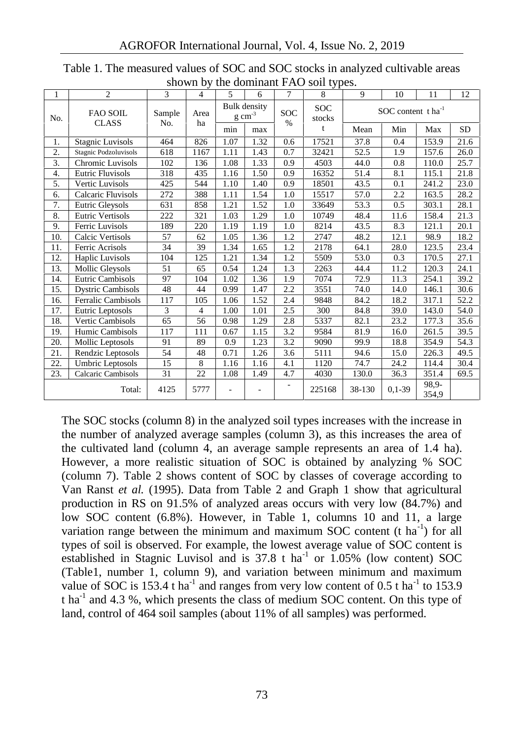Table 1. The measured values of SOC and SOC stocks in analyzed cultivable areas shown by the dominant FAO soil types.

| 1 | 2 | 3 | 4 | 5 | 6 | 7 | 8 | 9 | 10 | 11 | 12 |
|---|---|---|---|---|---|---|---|---|---|---|---|
| No. | FAO SOIL CLASS | Sample No. | Area ha | Bulk density $g\ cm^{-3}$ | | SOC % | SOC stocks | SOC content $t\ ha^{-1}$ | | | |
| | | | | min | max | | t | Mean | Min | Max | SD |
| 1. | Stagnic Luvisols | 464 | 826 | 1.07 | 1.32 | 0.6 | 17521 | 37.8 | 0.4 | 153.9 | 21.6 |
| 2. | Stagnic Podzoluvisols | 618 | 1167 | 1.11 | 1.43 | 0.7 | 32421 | 52.5 | 1.9 | 157.6 | 26.0 |
| 3. | Chromic Luvisols | 102 | 136 | 1.08 | 1.33 | 0.9 | 4503 | 44.0 | 0.8 | 110.0 | 25.7 |
| 4. | Eutric Fluvisols | 318 | 435 | 1.16 | 1.50 | 0.9 | 16352 | 51.4 | 8.1 | 115.1 | 21.8 |
| 5. | Vertic Luvisols | 425 | 544 | 1.10 | 1.40 | 0.9 | 18501 | 43.5 | 0.1 | 241.2 | 23.0 |
| 6. | Calcaric Fluvisols | 272 | 388 | 1.11 | 1.54 | 1.0 | 15517 | 57.0 | 2.2 | 163.5 | 28.2 |
| 7. | Eutric Gleysols | 631 | 858 | 1.21 | 1.52 | 1.0 | 33649 | 53.3 | 0.5 | 303.1 | 28.1 |
| 8. | Eutric Vertisols | 222 | 321 | 1.03 | 1.29 | 1.0 | 10749 | 48.4 | 11.6 | 158.4 | 21.3 |
| 9. | Ferric Luvisols | 189 | 220 | 1.19 | 1.19 | 1.0 | 8214 | 43.5 | 8.3 | 121.1 | 20.1 |
| 10. | Calcic Vertisols | 57 | 62 | 1.05 | 1.36 | 1.2 | 2747 | 48.2 | 12.1 | 98.9 | 18.2 |
| 11. | Ferric Acrisols | 34 | 39 | 1.34 | 1.65 | 1.2 | 2178 | 64.1 | 28.0 | 123.5 | 23.4 |
| 12. | Haplic Luvisols | 104 | 125 | 1.21 | 1.34 | 1.2 | 5509 | 53.0 | 0.3 | 170.5 | 27.1 |
| 13. | Mollic Gleysols | 51 | 65 | 0.54 | 1.24 | 1.3 | 2263 | 44.4 | 11.2 | 120.3 | 24.1 |
| 14. | Eutric Cambisols | 97 | 104 | 1.02 | 1.36 | 1.9 | 7074 | 72.9 | 11.3 | 254.1 | 39.2 |
| 15. | Dystric Cambisols | 48 | 44 | 0.99 | 1.47 | 2.2 | 3551 | 74.0 | 14.0 | 146.1 | 30.6 |
| 16. | Ferralic Cambisols | 117 | 105 | 1.06 | 1.52 | 2.4 | 9848 | 84.2 | 18.2 | 317.1 | 52.2 |
| 17. | Eutric Leptosols | 3 | 4 | 1.00 | 1.01 | 2.5 | 300 | 84.8 | 39.0 | 143.0 | 54.0 |
| 18. | Vertic Cambisols | 65 | 56 | 0.98 | 1.29 | 2.8 | 5337 | 82.1 | 23.2 | 177.3 | 35.6 |
| 19. | Humic Cambisols | 117 | 111 | 0.67 | 1.15 | 3.2 | 9584 | 81.9 | 16.0 | 261.5 | 39.5 |
| 20. | Mollic Leptosols | 91 | 89 | 0.9 | 1.23 | 3.2 | 9090 | 99.9 | 18.8 | 354.9 | 54.3 |
| 21. | Rendzic Leptosols | 54 | 48 | 0.71 | 1.26 | 3.6 | 5111 | 94.6 | 15.0 | 226.3 | 49.5 |
| 22. | Umbric Leptosols | 15 | 8 | 1.16 | 1.16 | 4.1 | 1120 | 74.7 | 24.2 | 114.4 | 30.4 |
| 23. | Calcaric Cambisols | 31 | 22 | 1.08 | 1.49 | 4.7 | 4030 | 130.0 | 36.3 | 351.4 | 69.5 |
| | Total: | 4125 | 5777 | - | - | - | 225168 | 38-130 | 0,1-39 | 98,9-354,9 | |

The SOC stocks (column 8) in the analyzed soil types increases with the increase in the number of analyzed average samples (column 3), as this increases the area of the cultivated land (column 4, an average sample represents an area of 1.4 ha). However, a more realistic situation of SOC is obtained by analyzing % SOC (column 7). Table 2 shows content of SOC by classes of coverage according to Van Ranst *et al.* (1995). Data from Table 2 and Graph 1 show that agricultural production in RS on 91.5% of analyzed areas occurs with very low (84.7%) and low SOC content (6.8%). However, in Table 1, columns 10 and 11, a large variation range between the minimum and maximum SOC content ($t\ ha^{-1}$) for all types of soil is observed. For example, the lowest average value of SOC content is established in Stagnic Luvisol and is 37.8 $t\ ha^{-1}$ or 1.05% (low content) SOC (Table1, number 1, column 9), and variation between minimum and maximum value of SOC is 153.4 $t\ ha^{-1}$ and ranges from very low content of 0.5 $t\ ha^{-1}$ to 153.9 $t\ ha^{-1}$ and 4.3 %, which presents the class of medium SOC content. On this type of land, control of 464 soil samples (about 11% of all samples) was performed.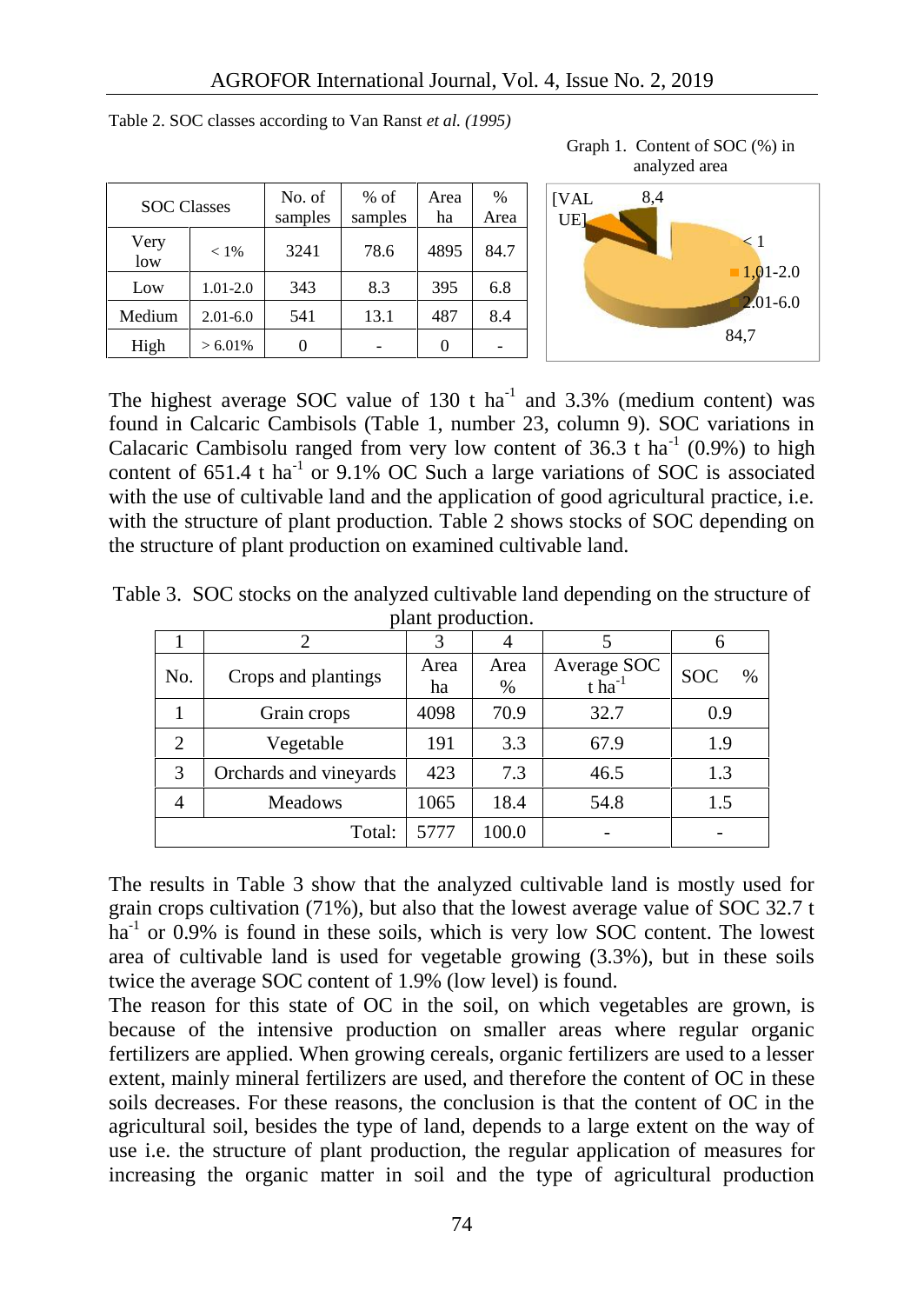Table 2. SOC classes according to Van Ranst *et al. (1995)*

| SOC Classes | | No. of samples | % of samples | Area ha | % Area |
|---|---|---|---|---|---|
| Very low | < 1% | 3241 | 78.6 | 4895 | 84.7 |
| Low | 1.01-2.0 | 343 | 8.3 | 395 | 6.8 |
| Medium | 2.01-6.0 | 541 | 13.1 | 487 | 8.4 |
| High | > 6.01% | 0 | - | 0 | - |

Graph 1. Content of SOC (%) in analyzed area

The highest average SOC value of 130 t ha$^{-1}$ and 3.3% (medium content) was found in Calcaric Cambisols (Table 1, number 23, column 9). SOC variations in Calacaric Cambisolu ranged from very low content of 36.3 t ha$^{-1}$ (0.9%) to high content of 651.4 t ha$^{-1}$ or 9.1% OC Such a large variations of SOC is associated with the use of cultivable land and the application of good agricultural practice, i.e. with the structure of plant production. Table 2 shows stocks of SOC depending on the structure of plant production on examined cultivable land.

Table 3. SOC stocks on the analyzed cultivable land depending on the structure of plant production.

| 1 | 2 | 3 | 4 | 5 | 6 |
|---|---|---|---|---|---|
| No. | Crops and plantings | Area ha | Area % | Average SOC t ha$^{-1}$ | SOC % |
| 1 | Grain crops | 4098 | 70.9 | 32.7 | 0.9 |
| 2 | Vegetable | 191 | 3.3 | 67.9 | 1.9 |
| 3 | Orchards and vineyards | 423 | 7.3 | 46.5 | 1.3 |
| 4 | Meadows | 1065 | 18.4 | 54.8 | 1.5 |
| | Total: | 5777 | 100.0 | - | - |

The results in Table 3 show that the analyzed cultivable land is mostly used for grain crops cultivation (71%), but also that the lowest average value of SOC 32.7 t ha$^{-1}$ or 0.9% is found in these soils, which is very low SOC content. The lowest area of cultivable land is used for vegetable growing (3.3%), but in these soils twice the average SOC content of 1.9% (low level) is found.

The reason for this state of OC in the soil, on which vegetables are grown, is because of the intensive production on smaller areas where regular organic fertilizers are applied. When growing cereals, organic fertilizers are used to a lesser extent, mainly mineral fertilizers are used, and therefore the content of OC in these soils decreases. For these reasons, the conclusion is that the content of OC in the agricultural soil, besides the type of land, depends to a large extent on the way of use i.e. the structure of plant production, the regular application of measures for increasing the organic matter in soil and the type of agricultural production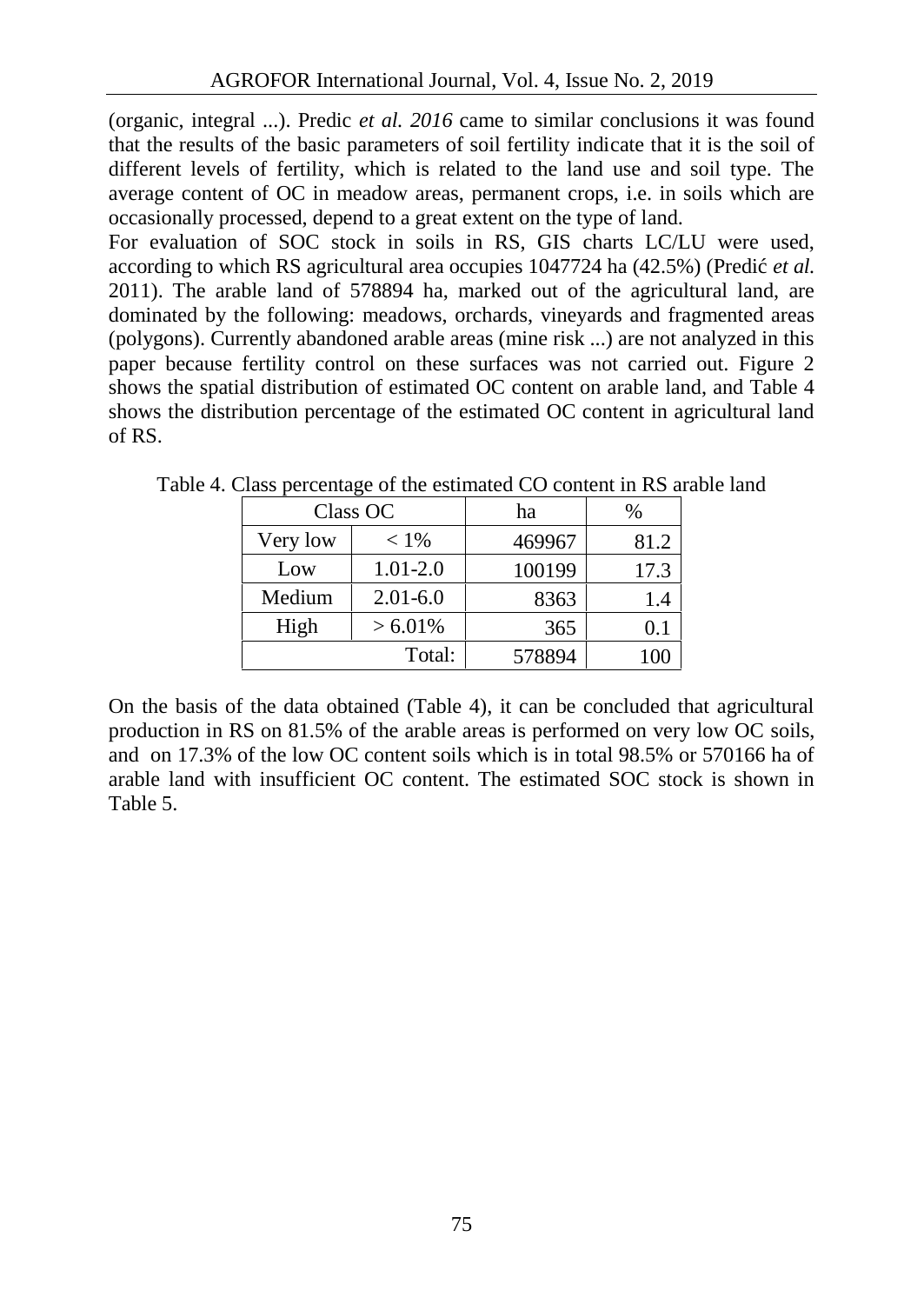(organic, integral ...). Predic *et al. 2016* came to similar conclusions it was found that the results of the basic parameters of soil fertility indicate that it is the soil of different levels of fertility, which is related to the land use and soil type. The average content of OC in meadow areas, permanent crops, i.e. in soils which are occasionally processed, depend to a great extent on the type of land.

For evaluation of SOC stock in soils in RS, GIS charts LC/LU were used, according to which RS agricultural area occupies 1047724 ha (42.5%) (Predić *et al.* 2011). The arable land of 578894 ha, marked out of the agricultural land, are dominated by the following: meadows, orchards, vineyards and fragmented areas (polygons). Currently abandoned arable areas (mine risk ...) are not analyzed in this paper because fertility control on these surfaces was not carried out. Figure 2 shows the spatial distribution of estimated OC content on arable land, and Table 4 shows the distribution percentage of the estimated OC content in agricultural land of RS.

Table 4. Class percentage of the estimated CO content in RS arable land

| Class OC | | ha | % |
|---|---|---|---|
| Very low | < 1% | 469967 | 81.2 |
| Low | 1.01-2.0 | 100199 | 17.3 |
| Medium | 2.01-6.0 | 8363 | 1.4 |
| High | > 6.01% | 365 | 0.1 |
| | Total: | 578894 | 100 |

On the basis of the data obtained (Table 4), it can be concluded that agricultural production in RS on 81.5% of the arable areas is performed on very low OC soils, and on 17.3% of the low OC content soils which is in total 98.5% or 570166 ha of arable land with insufficient OC content. The estimated SOC stock is shown in Table 5.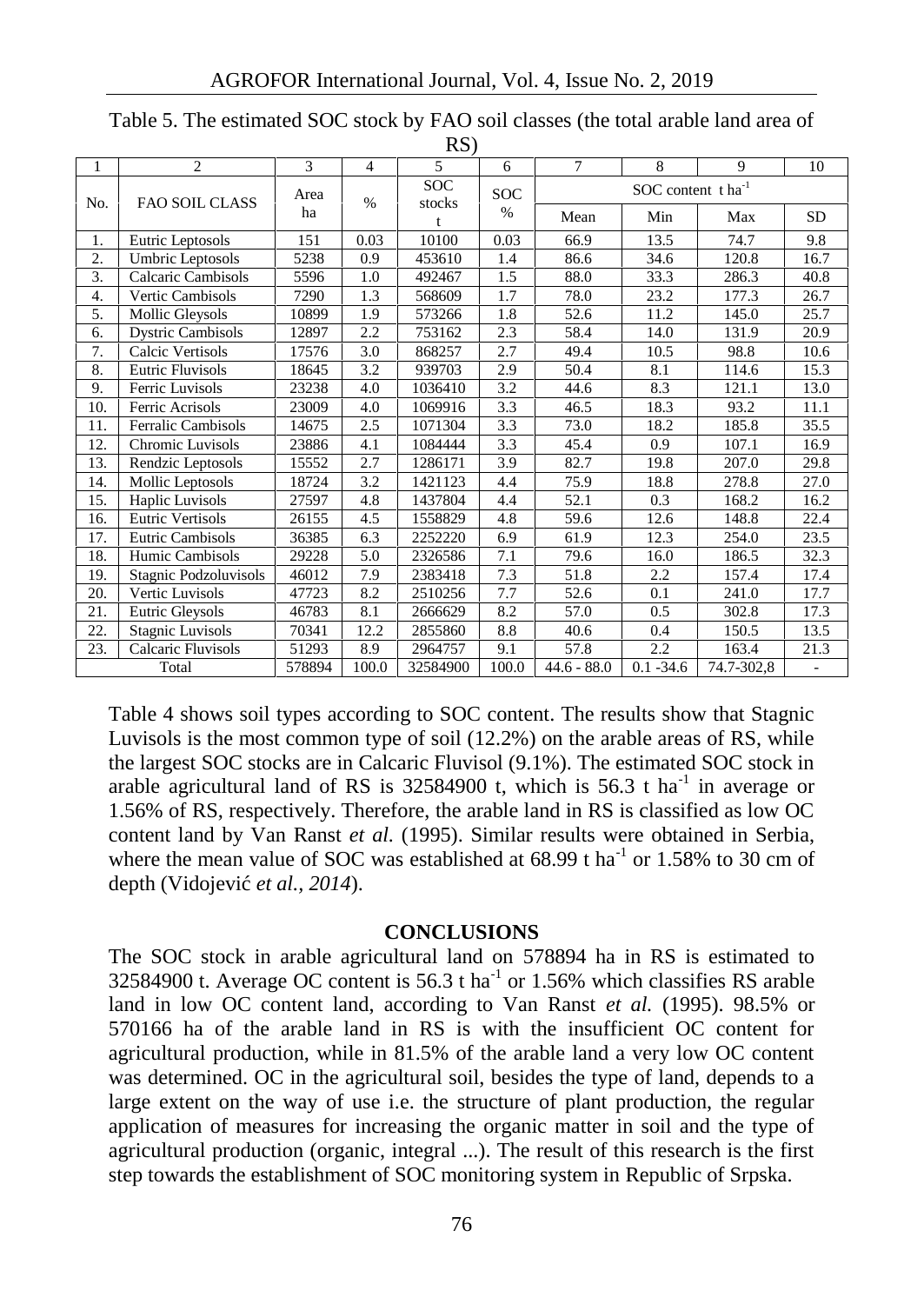Table 5. The estimated SOC stock by FAO soil classes (the total arable land area of RS)

| 1 | 2 | 3 | 4 | 5 | 6 | 7 | 8 | 9 | 10 |
|---|---|---|---|---|---|---|---|---|---|
| No. | FAO SOIL CLASS | Area ha | % | SOC stocks t | SOC % | SOC content t $ha^{-1}$ | | | |
| | | | | | | Mean | Min | Max | SD |
| 1. | Eutric Leptosols | 151 | 0.03 | 10100 | 0.03 | 66.9 | 13.5 | 74.7 | 9.8 |
| 2. | Umbric Leptosols | 5238 | 0.9 | 453610 | 1.4 | 86.6 | 34.6 | 120.8 | 16.7 |
| 3. | Calcaric Cambisols | 5596 | 1.0 | 492467 | 1.5 | 88.0 | 33.3 | 286.3 | 40.8 |
| 4. | Vertic Cambisols | 7290 | 1.3 | 568609 | 1.7 | 78.0 | 23.2 | 177.3 | 26.7 |
| 5. | Mollic Gleysols | 10899 | 1.9 | 573266 | 1.8 | 52.6 | 11.2 | 145.0 | 25.7 |
| 6. | Dystric Cambisols | 12897 | 2.2 | 753162 | 2.3 | 58.4 | 14.0 | 131.9 | 20.9 |
| 7. | Calcic Vertisols | 17576 | 3.0 | 868257 | 2.7 | 49.4 | 10.5 | 98.8 | 10.6 |
| 8. | Eutric Fluvisols | 18645 | 3.2 | 939703 | 2.9 | 50.4 | 8.1 | 114.6 | 15.3 |
| 9. | Ferric Luvisols | 23238 | 4.0 | 1036410 | 3.2 | 44.6 | 8.3 | 121.1 | 13.0 |
| 10. | Ferric Acrisols | 23009 | 4.0 | 1069916 | 3.3 | 46.5 | 18.3 | 93.2 | 11.1 |
| 11. | Ferralic Cambisols | 14675 | 2.5 | 1071304 | 3.3 | 73.0 | 18.2 | 185.8 | 35.5 |
| 12. | Chromic Luvisols | 23886 | 4.1 | 1084444 | 3.3 | 45.4 | 0.9 | 107.1 | 16.9 |
| 13. | Rendzic Leptosols | 15552 | 2.7 | 1286171 | 3.9 | 82.7 | 19.8 | 207.0 | 29.8 |
| 14. | Mollic Leptosols | 18724 | 3.2 | 1421123 | 4.4 | 75.9 | 18.8 | 278.8 | 27.0 |
| 15. | Haplic Luvisols | 27597 | 4.8 | 1437804 | 4.4 | 52.1 | 0.3 | 168.2 | 16.2 |
| 16. | Eutric Vertisols | 26155 | 4.5 | 1558829 | 4.8 | 59.6 | 12.6 | 148.8 | 22.4 |
| 17. | Eutric Cambisols | 36385 | 6.3 | 2252220 | 6.9 | 61.9 | 12.3 | 254.0 | 23.5 |
| 18. | Humic Cambisols | 29228 | 5.0 | 2326586 | 7.1 | 79.6 | 16.0 | 186.5 | 32.3 |
| 19. | Stagnic Podzoluvisols | 46012 | 7.9 | 2383418 | 7.3 | 51.8 | 2.2 | 157.4 | 17.4 |
| 20. | Vertic Luvisols | 47723 | 8.2 | 2510256 | 7.7 | 52.6 | 0.1 | 241.0 | 17.7 |
| 21. | Eutric Gleysols | 46783 | 8.1 | 2666629 | 8.2 | 57.0 | 0.5 | 302.8 | 17.3 |
| 22. | Stagnic Luvisols | 70341 | 12.2 | 2855860 | 8.8 | 40.6 | 0.4 | 150.5 | 13.5 |
| 23. | Calcaric Fluvisols | 51293 | 8.9 | 2964757 | 9.1 | 57.8 | 2.2 | 163.4 | 21.3 |
| Total | | 578894 | 100.0 | 32584900 | 100.0 | 44.6 - 88.0 | 0.1 -34.6 | 74.7-302,8 | - |

Table 4 shows soil types according to SOC content. The results show that Stagnic Luvisols is the most common type of soil (12.2%) on the arable areas of RS, while the largest SOC stocks are in Calcaric Fluvisol (9.1%). The estimated SOC stock in arable agricultural land of RS is 32584900 t, which is 56.3 t $ha^{-1}$ in average or 1.56% of RS, respectively. Therefore, the arable land in RS is classified as low OC content land by Van Ranst *et al.* (1995). Similar results were obtained in Serbia, where the mean value of SOC was established at 68.99 t $ha^{-1}$ or 1.58% to 30 cm of depth (Vidojević *et al., 2014*).

## CONCLUSIONS

The SOC stock in arable agricultural land on 578894 ha in RS is estimated to 32584900 t. Average OC content is 56.3 t $ha^{-1}$ or 1.56% which classifies RS arable land in low OC content land, according to Van Ranst *et al.* (1995). 98.5% or 570166 ha of the arable land in RS is with the insufficient OC content for agricultural production, while in 81.5% of the arable land a very low OC content was determined. OC in the agricultural soil, besides the type of land, depends to a large extent on the way of use i.e. the structure of plant production, the regular application of measures for increasing the organic matter in soil and the type of agricultural production (organic, integral ...). The result of this research is the first step towards the establishment of SOC monitoring system in Republic of Srpska.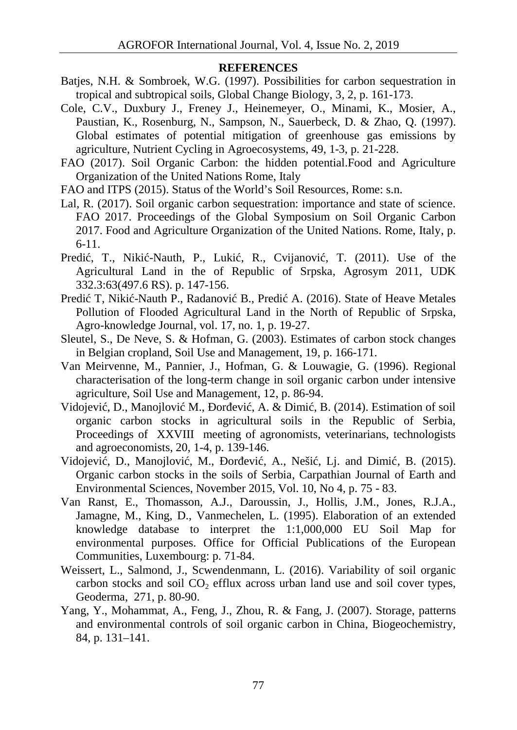## REFERENCES

Batjes, N.H. & Sombroek, W.G. (1997). Possibilities for carbon sequestration in tropical and subtropical soils, Global Change Biology, 3, 2, p. 161-173.

Cole, C.V., Duxbury J., Freney J., Heinemeyer, O., Minami, K., Mosier, A., Paustian, K., Rosenburg, N., Sampson, N., Sauerbeck, D. & Zhao, Q. (1997). Global estimates of potential mitigation of greenhouse gas emissions by agriculture, Nutrient Cycling in Agroecosystems, 49, 1-3, p. 21-228.

FAO (2017). Soil Organic Carbon: the hidden potential.Food and Agriculture Organization of the United Nations Rome, Italy

FAO and ITPS (2015). Status of the World's Soil Resources, Rome: s.n.

Lal, R. (2017). Soil organic carbon sequestration: importance and state of science. FAO 2017. Proceedings of the Global Symposium on Soil Organic Carbon 2017. Food and Agriculture Organization of the United Nations. Rome, Italy, p. 6-11.

Predić, T., Nikić-Nauth, P., Lukić, R., Cvijanović, T. (2011). Use of the Agricultural Land in the of Republic of Srpska, Agrosym 2011, UDK 332.3:63(497.6 RS). p. 147-156.

Predić T, Nikić-Nauth P., Radanović B., Predić A. (2016). State of Heave Metales Pollution of Flooded Agricultural Land in the North of Republic of Srpska, Agro-knowledge Journal, vol. 17, no. 1, p. 19-27.

Sleutel, S., De Neve, S. & Hofman, G. (2003). Estimates of carbon stock changes in Belgian cropland, Soil Use and Management, 19, p. 166-171.

Van Meirvenne, M., Pannier, J., Hofman, G. & Louwagie, G. (1996). Regional characterisation of the long-term change in soil organic carbon under intensive agriculture, Soil Use and Management, 12, p. 86-94.

Vidojević, D., Manojlović M., Đorđević, A. & Dimić, B. (2014). Estimation of soil organic carbon stocks in agricultural soils in the Republic of Serbia, Proceedings of XXVIII meeting of agronomists, veterinarians, technologists and agroeconomists, 20, 1-4, p. 139-146.

Vidojević, D., Manojlović, M., Đorđević, A., Nešić, Lj. and Dimić, B. (2015). Organic carbon stocks in the soils of Serbia, Carpathian Journal of Earth and Environmental Sciences, November 2015, Vol. 10, No 4, p. 75 - 83.

Van Ranst, E., Thomasson, A.J., Daroussin, J., Hollis, J.M., Jones, R.J.A., Jamagne, M., King, D., Vanmechelen, L. (1995). Elaboration of an extended knowledge database to interpret the 1:1,000,000 EU Soil Map for environmental purposes. Office for Official Publications of the European Communities, Luxembourg: p. 71-84.

Weissert, L., Salmond, J., Scwendenmann, L. (2016). Variability of soil organic carbon stocks and soil $CO_2$ efflux across urban land use and soil cover types, Geoderma, 271, p. 80-90.

Yang, Y., Mohammat, A., Feng, J., Zhou, R. & Fang, J. (2007). Storage, patterns and environmental controls of soil organic carbon in China, Biogeochemistry, 84, p. 131–141.